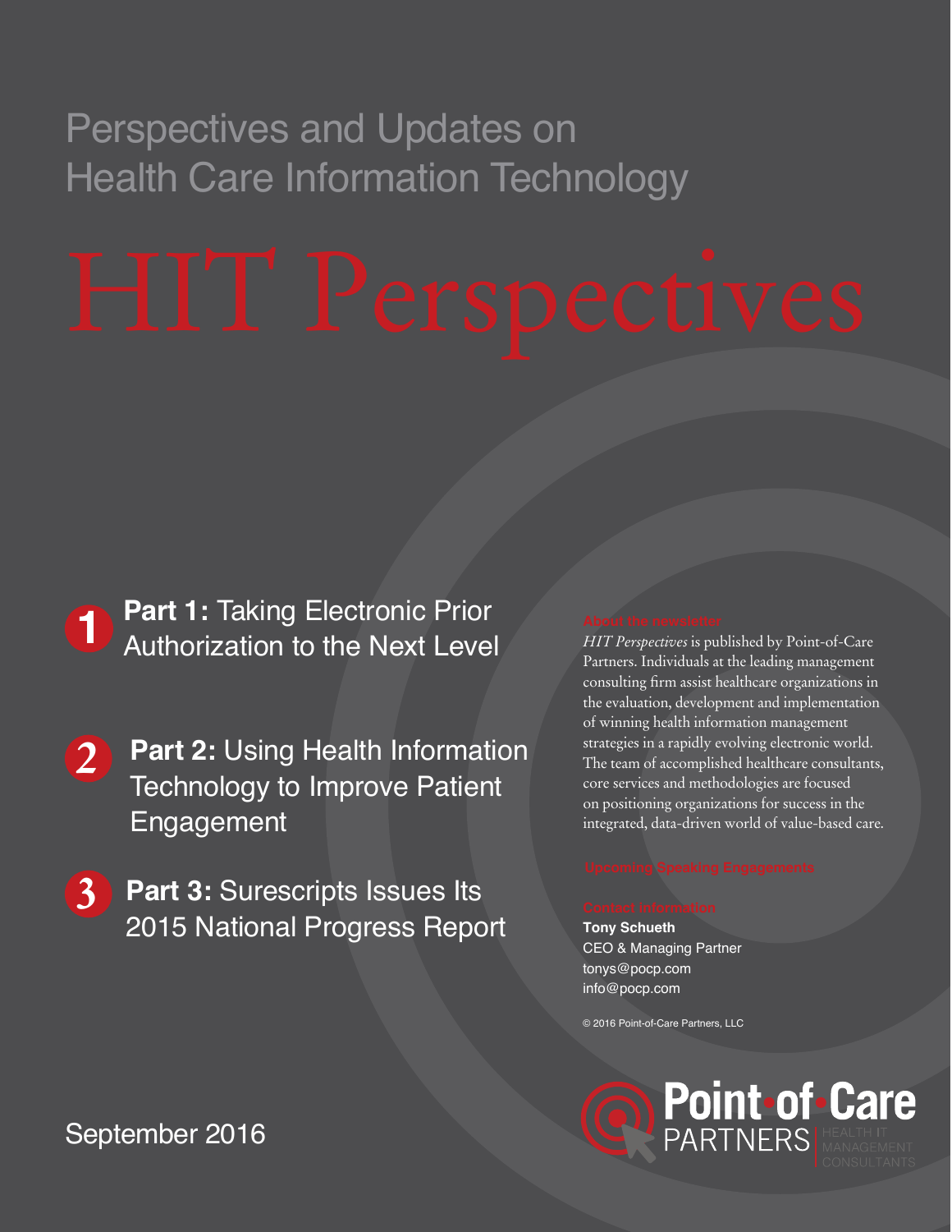Perspectives and Updates on Health Care Information Technology

# HIT Perspectives

**Part 1:** Taking Electronic Prior Authorization to the Next Level

**Part 2:** Using Health Information Technology to Improve Patient Engagement

**Part 3:** Surescripts Issues Its 2015 National Progress Report

September 2016

### About the newsletter

*HIT Perspectives* is published by Point-of-Care Partners. Individuals at the leading management consulting firm assist healthcare organizations in the evaluation, development and implementation of winning health information management strategies in a rapidly evolving electronic world. The team of accomplished healthcare consultants, core services and methodologies are focused on positioning organizations for success in the integrated, data-driven world of value-based care.

### Upcoming Speaking Engagements

### Contact Information

**Tony Schueth**
CEO & Managing Partner
tonys@pocp.com
info@pocp.com

© 2016 Point-of-Care Partners, LLC

Point-of-Care PARTNERS | HEALTH IT MANAGEMENT CONSULTANTS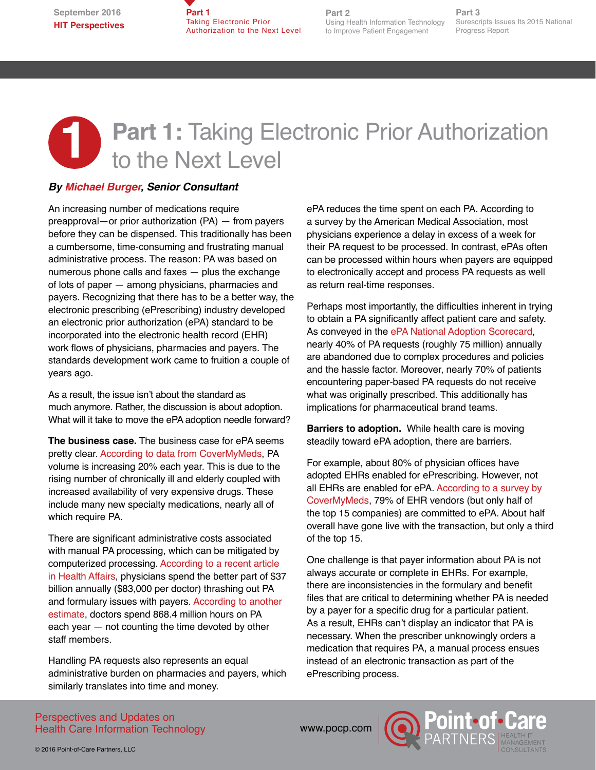# Part 1: Taking Electronic Prior Authorization to the Next Level

***By Michael Burger, Senior Consultant***

An increasing number of medications require preapproval—or prior authorization (PA) — from payers before they can be dispensed. This traditionally has been a cumbersome, time-consuming and frustrating manual administrative process. The reason: PA was based on numerous phone calls and faxes — plus the exchange of lots of paper — among physicians, pharmacies and payers. Recognizing that there has to be a better way, the electronic prescribing (ePrescribing) industry developed an electronic prior authorization (ePA) standard to be incorporated into the electronic health record (EHR) work flows of physicians, pharmacies and payers. The standards development work came to fruition a couple of years ago.

As a result, the issue isn't about the standard as much anymore. Rather, the discussion is about adoption. What will it take to move the ePA adoption needle forward?

**The business case.** The business case for ePA seems pretty clear. According to data from CoverMyMeds, PA volume is increasing 20% each year. This is due to the rising number of chronically ill and elderly coupled with increased availability of very expensive drugs. These include many new specialty medications, nearly all of which require PA.

There are significant administrative costs associated with manual PA processing, which can be mitigated by computerized processing. According to a recent article in Health Affairs, physicians spend the better part of $37 billion annually ($83,000 per doctor) thrashing out PA and formulary issues with payers. According to another estimate, doctors spend 868.4 million hours on PA each year — not counting the time devoted by other staff members.

Handling PA requests also represents an equal administrative burden on pharmacies and payers, which similarly translates into time and money.

ePA reduces the time spent on each PA. According to a survey by the American Medical Association, most physicians experience a delay in excess of a week for their PA request to be processed. In contrast, ePAs often can be processed within hours when payers are equipped to electronically accept and process PA requests as well as return real-time responses.

Perhaps most importantly, the difficulties inherent in trying to obtain a PA significantly affect patient care and safety. As conveyed in the ePA National Adoption Scorecard, nearly 40% of PA requests (roughly 75 million) annually are abandoned due to complex procedures and policies and the hassle factor. Moreover, nearly 70% of patients encountering paper-based PA requests do not receive what was originally prescribed. This additionally has implications for pharmaceutical brand teams.

**Barriers to adoption.** While health care is moving steadily toward ePA adoption, there are barriers.

For example, about 80% of physician offices have adopted EHRs enabled for ePrescribing. However, not all EHRs are enabled for ePA. According to a survey by CoverMyMeds, 79% of EHR vendors (but only half of the top 15 companies) are committed to ePA. About half overall have gone live with the transaction, but only a third of the top 15.

One challenge is that payer information about PA is not always accurate or complete in EHRs. For example, there are inconsistencies in the formulary and benefit files that are critical to determining whether PA is needed by a payer for a specific drug for a particular patient. As a result, EHRs can't display an indicator that PA is necessary. When the prescriber unknowingly orders a medication that requires PA, a manual process ensues instead of an electronic transaction as part of the ePrescribing process.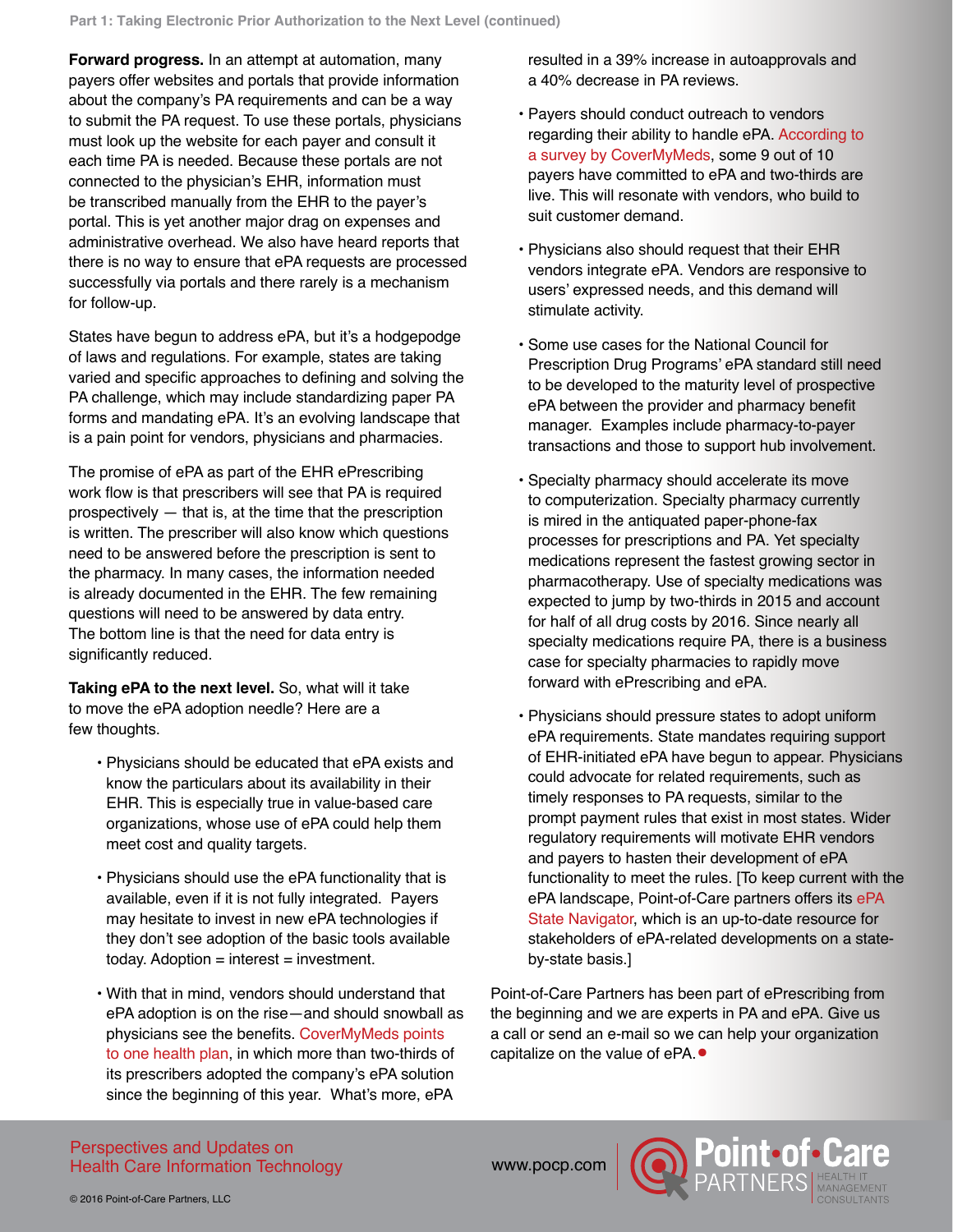**Forward progress.** In an attempt at automation, many payers offer websites and portals that provide information about the company's PA requirements and can be a way to submit the PA request. To use these portals, physicians must look up the website for each payer and consult it each time PA is needed. Because these portals are not connected to the physician's EHR, information must be transcribed manually from the EHR to the payer's portal. This is yet another major drag on expenses and administrative overhead. We also have heard reports that there is no way to ensure that ePA requests are processed successfully via portals and there rarely is a mechanism for follow-up.

States have begun to address ePA, but it's a hodgepodge of laws and regulations. For example, states are taking varied and specific approaches to defining and solving the PA challenge, which may include standardizing paper PA forms and mandating ePA. It's an evolving landscape that is a pain point for vendors, physicians and pharmacies.

The promise of ePA as part of the EHR ePrescribing work flow is that prescribers will see that PA is required prospectively — that is, at the time that the prescription is written. The prescriber will also know which questions need to be answered before the prescription is sent to the pharmacy. In many cases, the information needed is already documented in the EHR. The few remaining questions will need to be answered by data entry. The bottom line is that the need for data entry is significantly reduced.

**Taking ePA to the next level.** So, what will it take to move the ePA adoption needle? Here are a few thoughts.

- Physicians should be educated that ePA exists and know the particulars about its availability in their EHR. This is especially true in value-based care organizations, whose use of ePA could help them meet cost and quality targets.
- Physicians should use the ePA functionality that is available, even if it is not fully integrated. Payers may hesitate to invest in new ePA technologies if they don't see adoption of the basic tools available today. Adoption = interest = investment.
- With that in mind, vendors should understand that ePA adoption is on the rise—and should snowball as physicians see the benefits. CoverMyMeds points to one health plan, in which more than two-thirds of its prescribers adopted the company's ePA solution since the beginning of this year. What's more, ePA resulted in a 39% increase in autoapprovals and a 40% decrease in PA reviews.
- Payers should conduct outreach to vendors regarding their ability to handle ePA. According to a survey by CoverMyMeds, some 9 out of 10 payers have committed to ePA and two-thirds are live. This will resonate with vendors, who build to suit customer demand.
- Physicians also should request that their EHR vendors integrate ePA. Vendors are responsive to users' expressed needs, and this demand will stimulate activity.
- Some use cases for the National Council for Prescription Drug Programs' ePA standard still need to be developed to the maturity level of prospective ePA between the provider and pharmacy benefit manager. Examples include pharmacy-to-payer transactions and those to support hub involvement.
- Specialty pharmacy should accelerate its move to computerization. Specialty pharmacy currently is mired in the antiquated paper-phone-fax processes for prescriptions and PA. Yet specialty medications represent the fastest growing sector in pharmacotherapy. Use of specialty medications was expected to jump by two-thirds in 2015 and account for half of all drug costs by 2016. Since nearly all specialty medications require PA, there is a business case for specialty pharmacies to rapidly move forward with ePrescribing and ePA.
- Physicians should pressure states to adopt uniform ePA requirements. State mandates requiring support of EHR-initiated ePA have begun to appear. Physicians could advocate for related requirements, such as timely responses to PA requests, similar to the prompt payment rules that exist in most states. Wider regulatory requirements will motivate EHR vendors and payers to hasten their development of ePA functionality to meet the rules. [To keep current with the ePA landscape, Point-of-Care partners offers its ePA State Navigator, which is an up-to-date resource for stakeholders of ePA-related developments on a state-by-state basis.]

Point-of-Care Partners has been part of ePrescribing from the beginning and we are experts in PA and ePA. Give us a call or send an e-mail so we can help your organization capitalize on the value of ePA.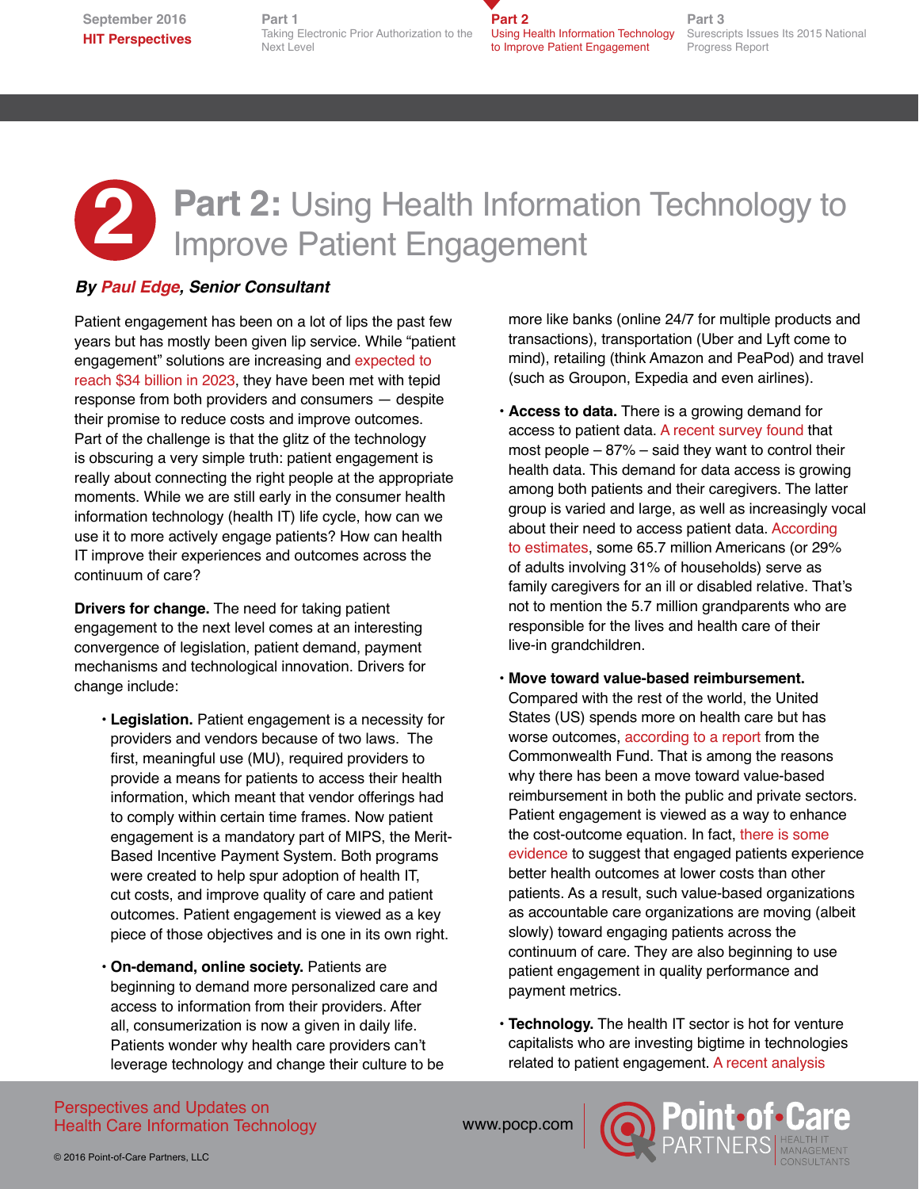# Part 2: Using Health Information Technology to Improve Patient Engagement

***By Paul Edge, Senior Consultant***

Patient engagement has been on a lot of lips the past few years but has mostly been given lip service. While "patient engagement" solutions are increasing and expected to reach $34 billion in 2023, they have been met with tepid response from both providers and consumers — despite their promise to reduce costs and improve outcomes. Part of the challenge is that the glitz of the technology is obscuring a very simple truth: patient engagement is really about connecting the right people at the appropriate moments. While we are still early in the consumer health information technology (health IT) life cycle, how can we use it to more actively engage patients? How can health IT improve their experiences and outcomes across the continuum of care?

**Drivers for change.** The need for taking patient engagement to the next level comes at an interesting convergence of legislation, patient demand, payment mechanisms and technological innovation. Drivers for change include:

- **Legislation.** Patient engagement is a necessity for providers and vendors because of two laws. The first, meaningful use (MU), required providers to provide a means for patients to access their health information, which meant that vendor offerings had to comply within certain time frames. Now patient engagement is a mandatory part of MIPS, the Merit-Based Incentive Payment System. Both programs were created to help spur adoption of health IT, cut costs, and improve quality of care and patient outcomes. Patient engagement is viewed as a key piece of those objectives and is one in its own right.
- **On-demand, online society.** Patients are beginning to demand more personalized care and access to information from their providers. After all, consumerization is now a given in daily life. Patients wonder why health care providers can't leverage technology and change their culture to be more like banks (online 24/7 for multiple products and transactions), transportation (Uber and Lyft come to mind), retailing (think Amazon and PeaPod) and travel (such as Groupon, Expedia and even airlines).
- **Access to data.** There is a growing demand for access to patient data. A recent survey found that most people – 87% – said they want to control their health data. This demand for data access is growing among both patients and their caregivers. The latter group is varied and large, as well as increasingly vocal about their need to access patient data. According to estimates, some 65.7 million Americans (or 29% of adults involving 31% of households) serve as family caregivers for an ill or disabled relative. That's not to mention the 5.7 million grandparents who are responsible for the lives and health care of their live-in grandchildren.
- **Move toward value-based reimbursement.** Compared with the rest of the world, the United States (US) spends more on health care but has worse outcomes, according to a report from the Commonwealth Fund. That is among the reasons why there has been a move toward value-based reimbursement in both the public and private sectors. Patient engagement is viewed as a way to enhance the cost-outcome equation. In fact, there is some evidence to suggest that engaged patients experience better health outcomes at lower costs than other patients. As a result, such value-based organizations as accountable care organizations are moving (albeit slowly) toward engaging patients across the continuum of care. They are also beginning to use patient engagement in quality performance and payment metrics.
- **Technology.** The health IT sector is hot for venture capitalists who are investing bigtime in technologies related to patient engagement. A recent analysis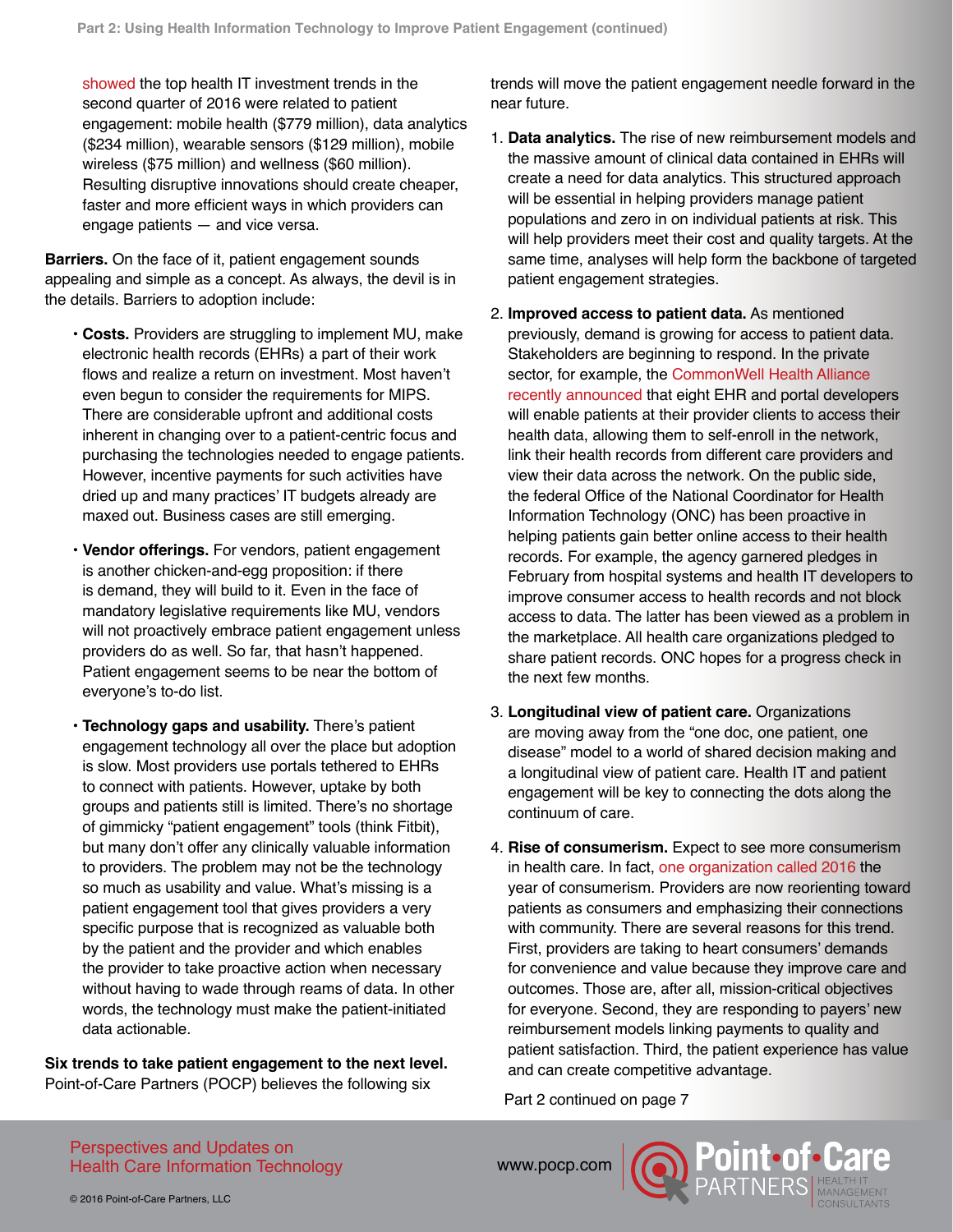showed the top health IT investment trends in the second quarter of 2016 were related to patient engagement: mobile health ($779 million), data analytics ($234 million), wearable sensors ($129 million), mobile wireless ($75 million) and wellness ($60 million). Resulting disruptive innovations should create cheaper, faster and more efficient ways in which providers can engage patients — and vice versa.

**Barriers.** On the face of it, patient engagement sounds appealing and simple as a concept. As always, the devil is in the details. Barriers to adoption include:

- **Costs.** Providers are struggling to implement MU, make electronic health records (EHRs) a part of their work flows and realize a return on investment. Most haven't even begun to consider the requirements for MIPS. There are considerable upfront and additional costs inherent in changing over to a patient-centric focus and purchasing the technologies needed to engage patients. However, incentive payments for such activities have dried up and many practices' IT budgets already are maxed out. Business cases are still emerging.

- **Vendor offerings.** For vendors, patient engagement is another chicken-and-egg proposition: if there is demand, they will build to it. Even in the face of mandatory legislative requirements like MU, vendors will not proactively embrace patient engagement unless providers do as well. So far, that hasn't happened. Patient engagement seems to be near the bottom of everyone's to-do list.

- **Technology gaps and usability.** There's patient engagement technology all over the place but adoption is slow. Most providers use portals tethered to EHRs to connect with patients. However, uptake by both groups and patients still is limited. There's no shortage of gimmicky "patient engagement" tools (think Fitbit), but many don't offer any clinically valuable information to providers. The problem may not be the technology so much as usability and value. What's missing is a patient engagement tool that gives providers a very specific purpose that is recognized as valuable both by the patient and the provider and which enables the provider to take proactive action when necessary without having to wade through reams of data. In other words, the technology must make the patient-initiated data actionable.

**Six trends to take patient engagement to the next level.** Point-of-Care Partners (POCP) believes the following six trends will move the patient engagement needle forward in the near future.

1. **Data analytics.** The rise of new reimbursement models and the massive amount of clinical data contained in EHRs will create a need for data analytics. This structured approach will be essential in helping providers manage patient populations and zero in on individual patients at risk. This will help providers meet their cost and quality targets. At the same time, analyses will help form the backbone of targeted patient engagement strategies.

2. **Improved access to patient data.** As mentioned previously, demand is growing for access to patient data. Stakeholders are beginning to respond. In the private sector, for example, the CommonWell Health Alliance recently announced that eight EHR and portal developers will enable patients at their provider clients to access their health data, allowing them to self-enroll in the network, link their health records from different care providers and view their data across the network. On the public side, the federal Office of the National Coordinator for Health Information Technology (ONC) has been proactive in helping patients gain better online access to their health records. For example, the agency garnered pledges in February from hospital systems and health IT developers to improve consumer access to health records and not block access to data. The latter has been viewed as a problem in the marketplace. All health care organizations pledged to share patient records. ONC hopes for a progress check in the next few months.

3. **Longitudinal view of patient care.** Organizations are moving away from the "one doc, one patient, one disease" model to a world of shared decision making and a longitudinal view of patient care. Health IT and patient engagement will be key to connecting the dots along the continuum of care.

4. **Rise of consumerism.** Expect to see more consumerism in health care. In fact, one organization called 2016 the year of consumerism. Providers are now reorienting toward patients as consumers and emphasizing their connections with community. There are several reasons for this trend. First, providers are taking to heart consumers' demands for convenience and value because they improve care and outcomes. Those are, after all, mission-critical objectives for everyone. Second, they are responding to payers' new reimbursement models linking payments to quality and patient satisfaction. Third, the patient experience has value and can create competitive advantage.

Part 2 continued on page 7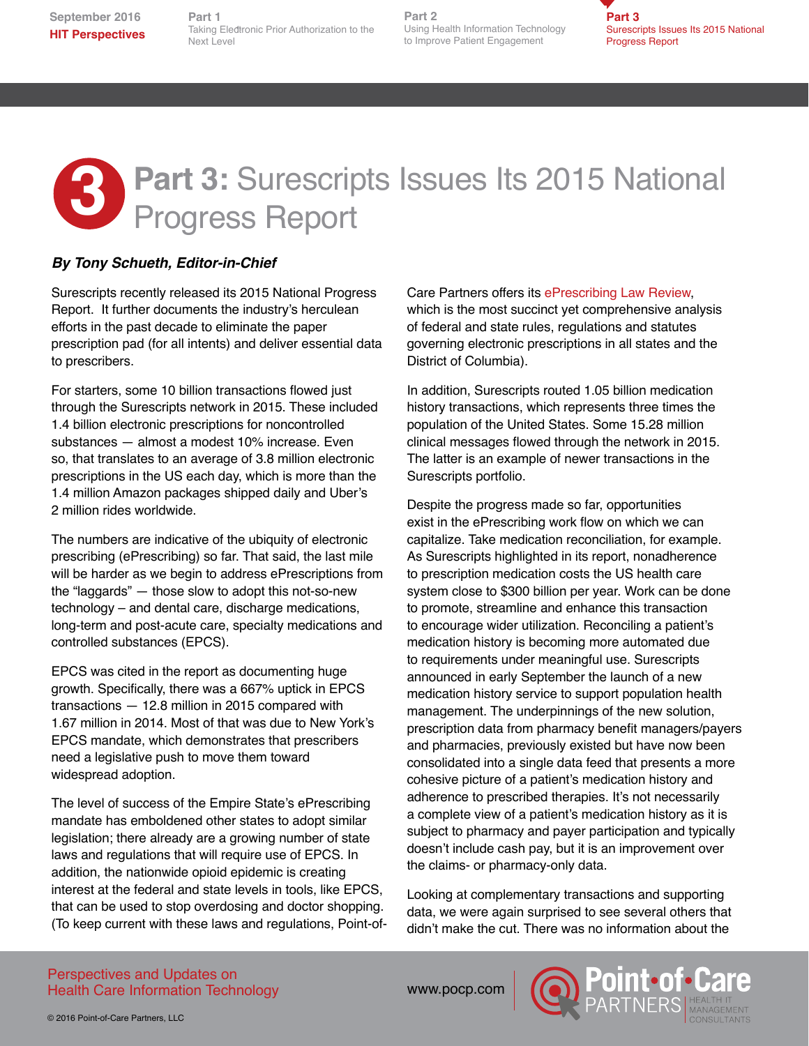# Part 3: Surescripts Issues Its 2015 National Progress Report

***By Tony Schueth, Editor-in-Chief***

Surescripts recently released its 2015 National Progress Report. It further documents the industry's herculean efforts in the past decade to eliminate the paper prescription pad (for all intents) and deliver essential data to prescribers.

For starters, some 10 billion transactions flowed just through the Surescripts network in 2015. These included 1.4 billion electronic prescriptions for noncontrolled substances — almost a modest 10% increase. Even so, that translates to an average of 3.8 million electronic prescriptions in the US each day, which is more than the 1.4 million Amazon packages shipped daily and Uber's 2 million rides worldwide.

The numbers are indicative of the ubiquity of electronic prescribing (ePrescribing) so far. That said, the last mile will be harder as we begin to address ePrescriptions from the "laggards" — those slow to adopt this not-so-new technology – and dental care, discharge medications, long-term and post-acute care, specialty medications and controlled substances (EPCS).

EPCS was cited in the report as documenting huge growth. Specifically, there was a 667% uptick in EPCS transactions — 12.8 million in 2015 compared with 1.67 million in 2014. Most of that was due to New York's EPCS mandate, which demonstrates that prescribers need a legislative push to move them toward widespread adoption.

The level of success of the Empire State's ePrescribing mandate has emboldened other states to adopt similar legislation; there already are a growing number of state laws and regulations that will require use of EPCS. In addition, the nationwide opioid epidemic is creating interest at the federal and state levels in tools, like EPCS, that can be used to stop overdosing and doctor shopping. (To keep current with these laws and regulations, Point-of-Care Partners offers its ePrescribing Law Review, which is the most succinct yet comprehensive analysis of federal and state rules, regulations and statutes governing electronic prescriptions in all states and the District of Columbia).

In addition, Surescripts routed 1.05 billion medication history transactions, which represents three times the population of the United States. Some 15.28 million clinical messages flowed through the network in 2015. The latter is an example of newer transactions in the Surescripts portfolio.

Despite the progress made so far, opportunities exist in the ePrescribing work flow on which we can capitalize. Take medication reconciliation, for example. As Surescripts highlighted in its report, nonadherence to prescription medication costs the US health care system close to $300 billion per year. Work can be done to promote, streamline and enhance this transaction to encourage wider utilization. Reconciling a patient's medication history is becoming more automated due to requirements under meaningful use. Surescripts announced in early September the launch of a new medication history service to support population health management. The underpinnings of the new solution, prescription data from pharmacy benefit managers/payers and pharmacies, previously existed but have now been consolidated into a single data feed that presents a more cohesive picture of a patient's medication history and adherence to prescribed therapies. It's not necessarily a complete view of a patient's medication history as it is subject to pharmacy and payer participation and typically doesn't include cash pay, but it is an improvement over the claims- or pharmacy-only data.

Looking at complementary transactions and supporting data, we were again surprised to see several others that didn't make the cut. There was no information about the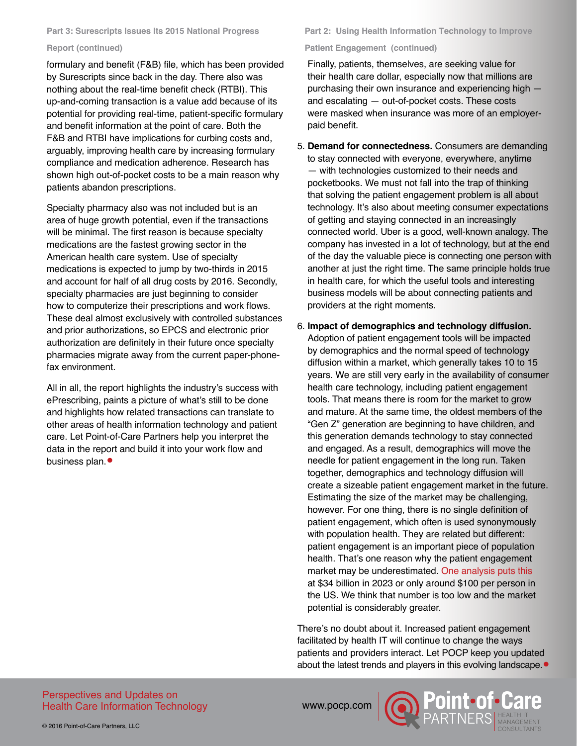### Part 3: Surescripts Issues Its 2015 National Progress Report (continued)

formulary and benefit (F&B) file, which has been provided by Surescripts since back in the day. There also was nothing about the real-time benefit check (RTBI). This up-and-coming transaction is a value add because of its potential for providing real-time, patient-specific formulary and benefit information at the point of care. Both the F&B and RTBI have implications for curbing costs and, arguably, improving health care by increasing formulary compliance and medication adherence. Research has shown high out-of-pocket costs to be a main reason why patients abandon prescriptions.

Specialty pharmacy also was not included but is an area of huge growth potential, even if the transactions will be minimal. The first reason is because specialty medications are the fastest growing sector in the American health care system. Use of specialty medications is expected to jump by two-thirds in 2015 and account for half of all drug costs by 2016. Secondly, specialty pharmacies are just beginning to consider how to computerize their prescriptions and work flows. These deal almost exclusively with controlled substances and prior authorizations, so EPCS and electronic prior authorization are definitely in their future once specialty pharmacies migrate away from the current paper-phone-fax environment.

All in all, the report highlights the industry's success with ePrescribing, paints a picture of what's still to be done and highlights how related transactions can translate to other areas of health information technology and patient care. Let Point-of-Care Partners help you interpret the data in the report and build it into your work flow and business plan.

### Part 2: Using Health Information Technology to Improve Patient Engagement (continued)

Finally, patients, themselves, are seeking value for their health care dollar, especially now that millions are purchasing their own insurance and experiencing high — and escalating — out-of-pocket costs. These costs were masked when insurance was more of an employer-paid benefit.

5. **Demand for connectedness.** Consumers are demanding to stay connected with everyone, everywhere, anytime — with technologies customized to their needs and pocketbooks. We must not fall into the trap of thinking that solving the patient engagement problem is all about technology. It's also about meeting consumer expectations of getting and staying connected in an increasingly connected world. Uber is a good, well-known analogy. The company has invested in a lot of technology, but at the end of the day the valuable piece is connecting one person with another at just the right time. The same principle holds true in health care, for which the useful tools and interesting business models will be about connecting patients and providers at the right moments.

6. **Impact of demographics and technology diffusion.** Adoption of patient engagement tools will be impacted by demographics and the normal speed of technology diffusion within a market, which generally takes 10 to 15 years. We are still very early in the availability of consumer health care technology, including patient engagement tools. That means there is room for the market to grow and mature. At the same time, the oldest members of the "Gen Z" generation are beginning to have children, and this generation demands technology to stay connected and engaged. As a result, demographics will move the needle for patient engagement in the long run. Taken together, demographics and technology diffusion will create a sizeable patient engagement market in the future. Estimating the size of the market may be challenging, however. For one thing, there is no single definition of patient engagement, which often is used synonymously with population health. They are related but different: patient engagement is an important piece of population health. That's one reason why the patient engagement market may be underestimated. One analysis puts this at $34 billion in 2023 or only around $100 per person in the US. We think that number is too low and the market potential is considerably greater.

There's no doubt about it. Increased patient engagement facilitated by health IT will continue to change the ways patients and providers interact. Let POCP keep you updated about the latest trends and players in this evolving landscape.